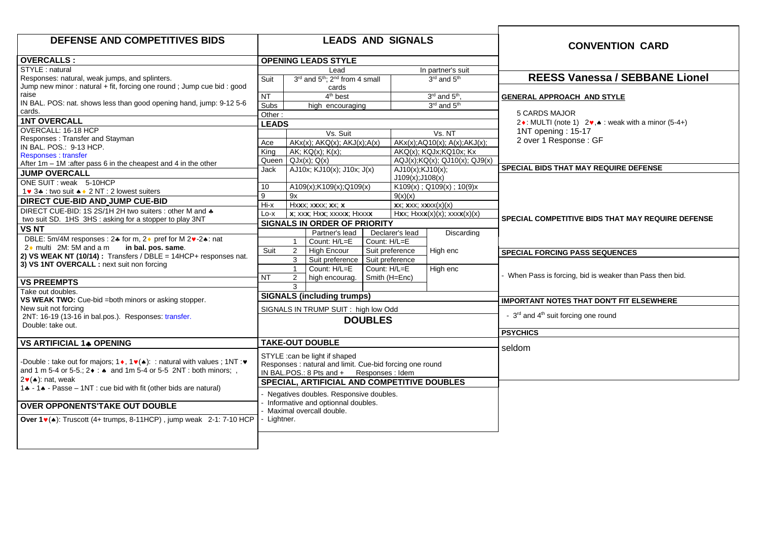# DEFENSE AND COMPETITIVES BIDS

## OVERCALLS :

STYLE : natural

Responses: natural, weak jumps, and splinters.

Jump new minor : natural + fit, forcing one round ; Jump cue bid : good raise

IN BAL. POS: nat. shows less than good opening hand, jump: 9-12 5-6 cards.

## 1NT OVERCALL

OVERCALL: 16-18 HCP

Responses : Transfer and Stayman

IN BAL. POS.: 9-13 HCP.

Responses : transfer

After 1m – 1M :after pass 6 in the cheapest and 4 in the other

## JUMP OVERCALL

ONE SUIT : weak 5-10HCP

1♥ 3♣ : two suit ♠♦ 2 NT : 2 lowest suiters

## DIRECT CUE-BID AND JUMP CUE-BID

DIRECT CUE-BID: 1S 2S/1H 2H two suiters : other M and ♣

two suit SD. 1HS 3HS : asking for a stopper to play 3NT

## VS NT

DBLE: 5m/4M responses : 2♣ for m, 2♦ pref for M 2♥-2♠: nat

2♦ multi 2M: 5M and a m **in bal. pos. same.**

**2) VS WEAK NT (10/14) :** Transfers / DBLE = 14HCP+ responses nat.

**3) VS 1NT OVERCALL :** next suit non forcing

## VS PREEMPTS

Take out doubles.

**VS WEAK TWO:** Cue-bid =both minors or asking stopper.

New suit not forcing

2NT: 16-19 (13-16 in bal.pos.). Responses: transfer.

Double: take out.

## VS ARTIFICIAL 1♣ OPENING

-Double : take out for majors; 1♦, 1♥(♠): : natural with values ; 1NT :♥ and 1 m 5-4 or 5-5.; 2♦ : ♠ and 1m 5-4 or 5-5 2NT : both minors; ,

2♥(♠): nat, weak

1♣ - 1♠ - Passe – 1NT : cue bid with fit (other bids are natural)

## OVER OPPONENTS'TAKE OUT DOUBLE

**Over 1♥(♠)**: Truscott (4+ trumps, 8-11HCP) , jump weak 2-1: 7-10 HCP

# LEADS AND SIGNALS

## OPENING LEADS STYLE

| | Lead | In partner's suit |
|---|---|---|
| Suit | 3rd and 5th; 2nd from 4 small cards | 3rd and 5th |
| NT | 4th best | 3rd and 5th, |
| Subs | high encouraging | 3rd and 5th |
| Other : | | |

## LEADS

| | Vs. Suit | Vs. NT |
|---|---|---|
| Ace | AKx(x); AKQ(x); AKJ(x);A(x) | AKx(x);AQ10(x); A(x);AKJ(x); |
| King | AK; KQ(x); K(x); | AKQ(x); KQJx;KQ10x; Kx |
| Queen | QJx(x); Q(x) | AQJ(x);KQ(x); QJ10(x); QJ9(x) |
| Jack | AJ10x; KJ10(x); J10x; J(x) | AJ10(x);KJ10(x); J109(x);J108(x) |
| 10 | A109(x);K109(x);Q109(x) | K109(x) ; Q109(x) ; 10(9)x |
| 9 | 9x | 9(x)(x) |
| Hi-x | Hx**x**; x**x**xx; **x**x; **x** | **x**x; **x**xx; x**x**xx(x)(x) |
| Lo-x | **x**; xx**x**; Hx**x**; xxxx**x**; Hxxx**x** | Hx**x**; Hxx**x**(x)(x); xxx**x**(x)(x) |

## SIGNALS IN ORDER OF PRIORITY

| | | Partner's lead | Declarer's lead | Discarding |
|---|---|---|---|---|
| Suit | 1 | Count: H/L=E | Count: H/L=E | |
| | 2 | High Encour | Suit preference | High enc |
| | 3 | Suit preference | Suit preference | |
| NT | 1 | Count: H/L=E | Count: H/L=E | High enc |
| | 2 | high encourag. | Smith (H=Enc) | |
| | 3 | | | |

## SIGNALS (including trumps)

SIGNALS IN TRUMP SUIT : high low Odd

# DOUBLES

## TAKE-OUT DOUBLE

STYLE :can be light if shaped

Responses : natural and limit. Cue-bid forcing one round

IN BAL.POS.: 8 Pts and + Responses : Idem

## SPECIAL, ARTIFICIAL AND COMPETITIVE DOUBLES

- Negatives doubles. Responsive doubles.
- Informative and optionnal doubles.
- Maximal overcall double.
- Lightner.

# CONVENTION CARD

## REESS Vanessa / SEBBANE Lionel

## GENERAL APPROACH AND STYLE

5 CARDS MAJOR

2♦: MULTI (note 1) 2♥,♠ : weak with a minor (5-4+)

1NT opening : 15-17

2 over 1 Response : GF

## SPECIAL BIDS THAT MAY REQUIRE DEFENSE

## SPECIAL COMPETITIVE BIDS THAT MAY REQUIRE DEFENSE

## SPECIAL FORCING PASS SEQUENCES

- When Pass is forcing, bid is weaker than Pass then bid.

## IMPORTANT NOTES THAT DON'T FIT ELSEWHERE

- 3rd and 4th suit forcing one round

## PSYCHICS

seldom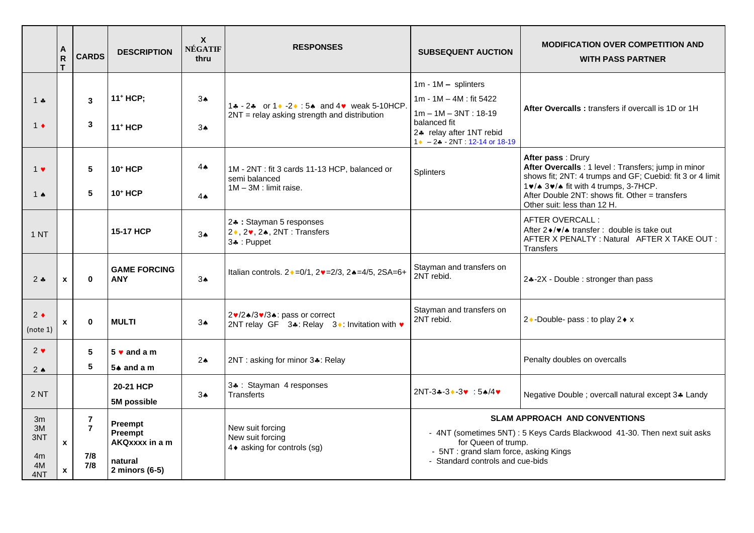| | A R T | CARDS | DESCRIPTION | X NÉGATIF thru | RESPONSES | SUBSEQUENT AUCTION | MODIFICATION OVER COMPETITION AND WITH PASS PARTNER |
|---|---|---|---|---|---|---|---|
| 1 ♣<br>1 ♦ | | 3<br>3 | 11+ HCP;<br>11+ HCP | 3♠<br>3♠ | 1♣ - 2♣ or 1♦ -2♦ : 5♠ and 4♥ weak 5-10HCP.<br>2NT = relay asking strength and distribution | 1m - 1M – splinters<br>1m - 1M – 4M : fit 5422<br>1m – 1M – 3NT : 18-19 balanced fit<br>2♣ relay after 1NT rebid<br>1♦ – 2♣ - 2NT : 12-14 or 18-19 | **After Overcalls :** transfers if overcall is 1D or 1H |
| 1 ♥<br>1 ♠ | | 5<br>5 | 10+ HCP<br>10+ HCP | 4♠<br>4♠ | 1M - 2NT : fit 3 cards 11-13 HCP, balanced or semi balanced<br>1M – 3M : limit raise. | Splinters | **After pass** : Drury<br>**After Overcalls** : 1 level : Transfers; jump in minor shows fit; 2NT: 4 trumps and GF; Cuebid: fit 3 or 4 limit<br>1♥/♠ 3♥/♠ fit with 4 trumps, 3-7HCP.<br>After Double 2NT: shows fit. Other = transfers<br>Other suit: less than 12 H. |
| 1 NT | | | **15-17 HCP** | 3♠ | 2♣ **:** Stayman 5 responses<br>2♦, 2♥, 2♠, 2NT : Transfers<br>3♣ : Puppet | | AFTER OVERCALL :<br>After 2♦/♥/♠ transfer : double is take out<br>AFTER X PENALTY : Natural AFTER X TAKE OUT : Transfers |
| 2 ♣ | x | 0 | **GAME FORCING ANY** | 3♠ | Italian controls. 2♦=0/1, 2♥=2/3, 2♠=4/5, 2SA=6+ | Stayman and transfers on 2NT rebid. | 2♣-2X - Double : stronger than pass |
| 2 ♦<br>(note 1) | x | 0 | **MULTI** | 3♠ | 2♥/2♠/3♥/3♠: pass or correct<br>2NT relay GF 3♣: Relay 3♦: Invitation with ♥ | Stayman and transfers on 2NT rebid. | 2♦-Double- pass : to play 2♦ x |
| 2 ♥<br>2 ♠ | | 5<br>5 | **5 ♥ and a m**<br>**5♠ and a m** | 2♠ | 2NT : asking for minor 3♣: Relay | | Penalty doubles on overcalls |
| 2 NT | | | **20-21 HCP**<br>**5M possible** | 3♠ | 3♣ : Stayman 4 responses<br>Transferts | 2NT-3♣-3♦-3♥ : 5♠/4♥ | Negative Double ; overcall natural except 3♣ Landy |
| 3m<br>3M<br>3NT<br>4m<br>4M<br>4NT | <br><br>x<br><br>x | 7<br>7<br><br>7/8<br>7/8 | **Preempt**<br>**Preempt**<br>**AKQxxxx in a m**<br>**natural**<br>**2 minors (6-5)** | | New suit forcing<br>New suit forcing<br>4♦ asking for controls (sg) | **SLAM APPROACH AND CONVENTIONS**<br>- 4NT (sometimes 5NT) : 5 Keys Cards Blackwood 41-30. Then next suit asks for Queen of trump.<br>- 5NT : grand slam force, asking Kings<br>- Standard controls and cue-bids | |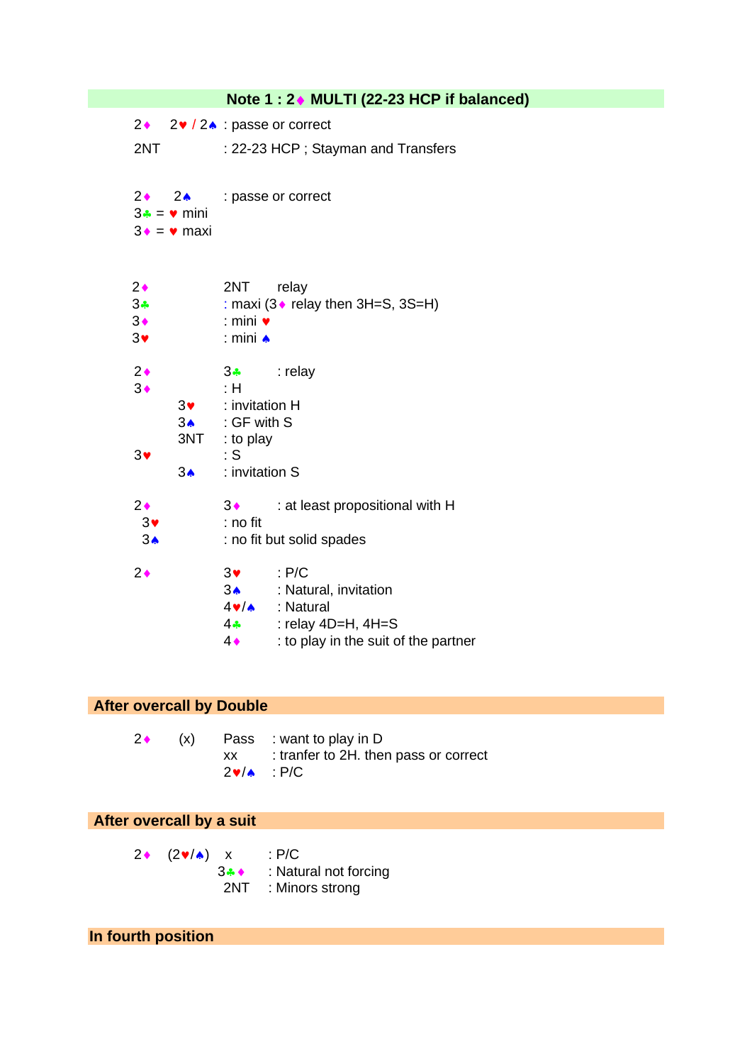## Note 1 : 2♦ MULTI (22-23 HCP if balanced)

2♦ 2♥ / 2♠ : passe or correct
2NT : 22-23 HCP ; Stayman and Transfers

2♦ 2♠ : passe or correct
3♣ = ♥ mini
3♦ = ♥ maxi

2♦ 2NT relay
3♣ : maxi (3♦ relay then 3H=S, 3S=H)
3♦ : mini ♥
3♥ : mini ♠

2♦ 3♣ : relay
3♦ : H
3♥ : invitation H
3♠ : GF with S
3NT : to play
3♥ : S
3♠ : invitation S

2♦ 3♦ : at least propositional with H
3♥ : no fit
3♠ : no fit but solid spades

2♦ 3♥ : P/C
3♠ : Natural, invitation
4♥/♠ : Natural
4♣ : relay 4D=H, 4H=S
4♦ : to play in the suit of the partner

## After overcall by Double

2♦ (x) Pass : want to play in D
xx : tranfer to 2H. then pass or correct
2♥/♠ : P/C

## After overcall by a suit

2♦ (2♥/♠) x : P/C
3♣♦ : Natural not forcing
2NT : Minors strong

## In fourth position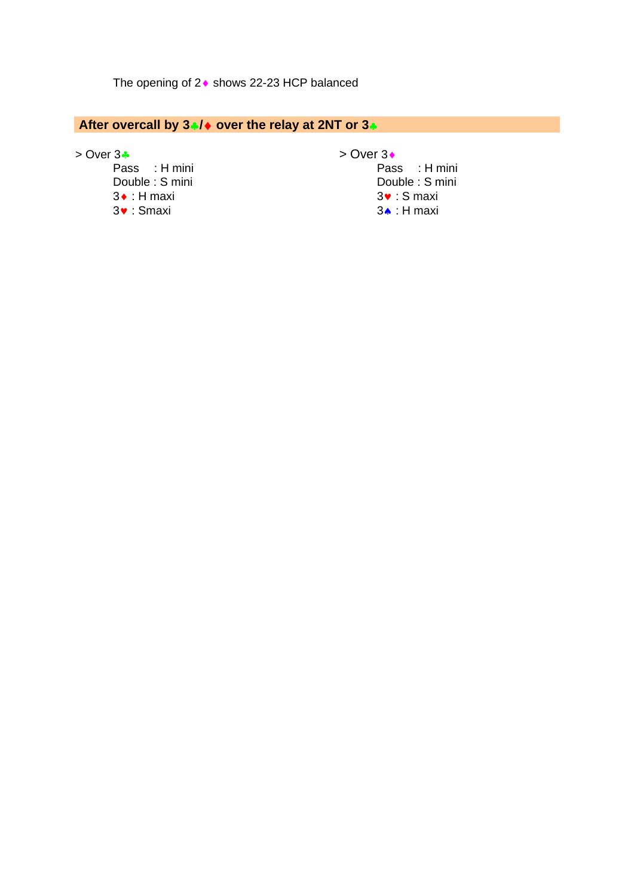The opening of 2♦ shows 22-23 HCP balanced

## After overcall by 3♣/♦ over the relay at 2NT or 3♣

> Over 3♣

Pass : H mini
Double : S mini
3♦ : H maxi
3♥ : Smaxi

> Over 3♦

Pass : H mini
Double : S mini
3♥ : S maxi
3♠ : H maxi